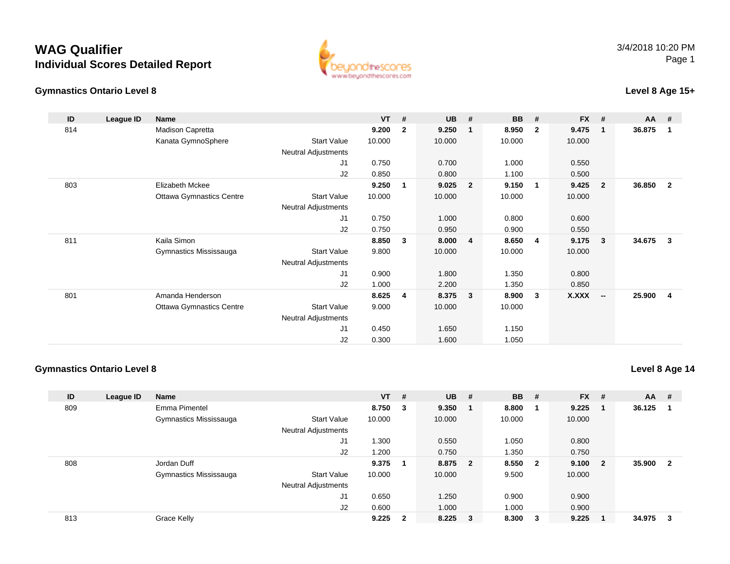# WAG Qualifier

## Individual Scores Detailed Report

3/4/2018 10:20 PM

### Gymnastics Ontario Level 8

**Level 8 Age 15+**

| ID | League ID | Name | | VT | # | UB | # | BB | # | FX | # | AA | # |
|---|---|---|---|---|---|---|---|---|---|---|---|---|---|
| 814 | | Madison Capretta | | **9.200** | **2** | **9.250** | **1** | **8.950** | **2** | **9.475** | **1** | **36.875** | **1** |
| | | Kanata GymnoSphere | Start Value | 10.000 | | 10.000 | | 10.000 | | 10.000 | | | |
| | | | Neutral Adjustments | | | | | | | | | | |
| | | | J1 | 0.750 | | 0.700 | | 1.000 | | 0.550 | | | |
| | | | J2 | 0.850 | | 0.800 | | 1.100 | | 0.500 | | | |
| 803 | | Elizabeth Mckee | | **9.250** | **1** | **9.025** | **2** | **9.150** | **1** | **9.425** | **2** | **36.850** | **2** |
| | | Ottawa Gymnastics Centre | Start Value | 10.000 | | 10.000 | | 10.000 | | 10.000 | | | |
| | | | Neutral Adjustments | | | | | | | | | | |
| | | | J1 | 0.750 | | 1.000 | | 0.800 | | 0.600 | | | |
| | | | J2 | 0.750 | | 0.950 | | 0.900 | | 0.550 | | | |
| 811 | | Kaila Simon | | **8.850** | **3** | **8.000** | **4** | **8.650** | **4** | **9.175** | **3** | **34.675** | **3** |
| | | Gymnastics Mississauga | Start Value | 9.800 | | 10.000 | | 10.000 | | 10.000 | | | |
| | | | Neutral Adjustments | | | | | | | | | | |
| | | | J1 | 0.900 | | 1.800 | | 1.350 | | 0.800 | | | |
| | | | J2 | 1.000 | | 2.200 | | 1.350 | | 0.850 | | | |
| 801 | | Amanda Henderson | | **8.625** | **4** | **8.375** | **3** | **8.900** | **3** | **X.XXX** | **--** | **25.900** | **4** |
| | | Ottawa Gymnastics Centre | Start Value | 9.000 | | 10.000 | | 10.000 | | | | | |
| | | | Neutral Adjustments | | | | | | | | | | |
| | | | J1 | 0.450 | | 1.650 | | 1.150 | | | | | |
| | | | J2 | 0.300 | | 1.600 | | 1.050 | | | | | |

### Gymnastics Ontario Level 8

**Level 8 Age 14**

| ID | League ID | Name | | VT | # | UB | # | BB | # | FX | # | AA | # |
|---|---|---|---|---|---|---|---|---|---|---|---|---|---|
| 809 | | Emma Pimentel | | **8.750** | **3** | **9.350** | **1** | **8.800** | **1** | **9.225** | **1** | **36.125** | **1** |
| | | Gymnastics Mississauga | Start Value | 10.000 | | 10.000 | | 10.000 | | 10.000 | | | |
| | | | Neutral Adjustments | | | | | | | | | | |
| | | | J1 | 1.300 | | 0.550 | | 1.050 | | 0.800 | | | |
| | | | J2 | 1.200 | | 0.750 | | 1.350 | | 0.750 | | | |
| 808 | | Jordan Duff | | **9.375** | **1** | **8.875** | **2** | **8.550** | **2** | **9.100** | **2** | **35.900** | **2** |
| | | Gymnastics Mississauga | Start Value | 10.000 | | 10.000 | | 9.500 | | 10.000 | | | |
| | | | Neutral Adjustments | | | | | | | | | | |
| | | | J1 | 0.650 | | 1.250 | | 0.900 | | 0.900 | | | |
| | | | J2 | 0.600 | | 1.000 | | 1.000 | | 0.900 | | | |
| 813 | | Grace Kelly | | **9.225** | **2** | **8.225** | **3** | **8.300** | **3** | **9.225** | **1** | **34.975** | **3** |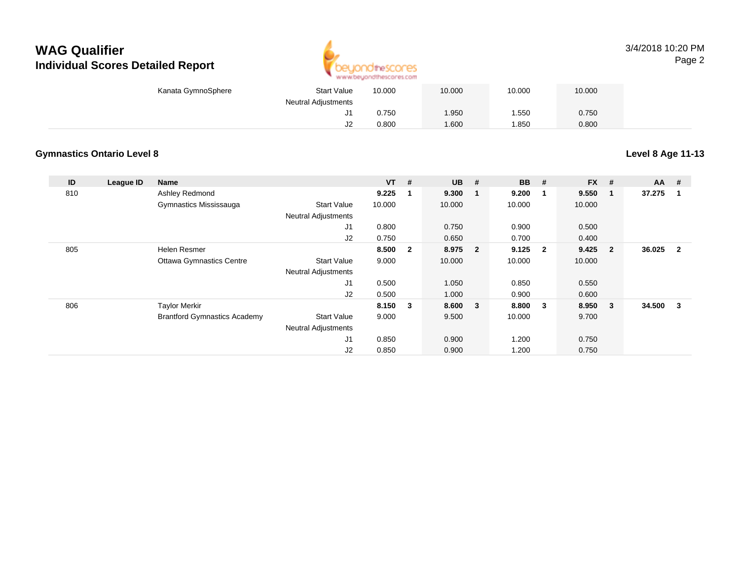| | | | | | | | | | | | | | |
|---|---|---|---|---|---|---|---|---|---|---|---|---|---|
| | | Kanata GymnoSphere | Start Value | 10.000 | | 10.000 | | 10.000 | | 10.000 | | | |
| | | | Neutral Adjustments | | | | | | | | | | |
| | | | J1 | 0.750 | | 1.950 | | 1.550 | | 0.750 | | | |
| | | | J2 | 0.800 | | 1.600 | | 1.850 | | 0.800 | | | |

**Gymnastics Ontario Level 8**

**Level 8 Age 11-13**

| ID | League ID | Name | | VT | # | UB | # | BB | # | FX | # | AA | # |
|---|---|---|---|---|---|---|---|---|---|---|---|---|---|
| 810 | | Ashley Redmond | | **9.225** | **1** | **9.300** | **1** | **9.200** | **1** | **9.550** | **1** | **37.275** | **1** |
| | | Gymnastics Mississauga | Start Value | 10.000 | | 10.000 | | 10.000 | | 10.000 | | | |
| | | | Neutral Adjustments | | | | | | | | | | |
| | | | J1 | 0.800 | | 0.750 | | 0.900 | | 0.500 | | | |
| | | | J2 | 0.750 | | 0.650 | | 0.700 | | 0.400 | | | |
| 805 | | Helen Resmer | | **8.500** | **2** | **8.975** | **2** | **9.125** | **2** | **9.425** | **2** | **36.025** | **2** |
| | | Ottawa Gymnastics Centre | Start Value | 9.000 | | 10.000 | | 10.000 | | 10.000 | | | |
| | | | Neutral Adjustments | | | | | | | | | | |
| | | | J1 | 0.500 | | 1.050 | | 0.850 | | 0.550 | | | |
| | | | J2 | 0.500 | | 1.000 | | 0.900 | | 0.600 | | | |
| 806 | | Taylor Merkir | | **8.150** | **3** | **8.600** | **3** | **8.800** | **3** | **8.950** | **3** | **34.500** | **3** |
| | | Brantford Gymnastics Academy | Start Value | 9.000 | | 9.500 | | 10.000 | | 9.700 | | | |
| | | | Neutral Adjustments | | | | | | | | | | |
| | | | J1 | 0.850 | | 0.900 | | 1.200 | | 0.750 | | | |
| | | | J2 | 0.850 | | 0.900 | | 1.200 | | 0.750 | | | |